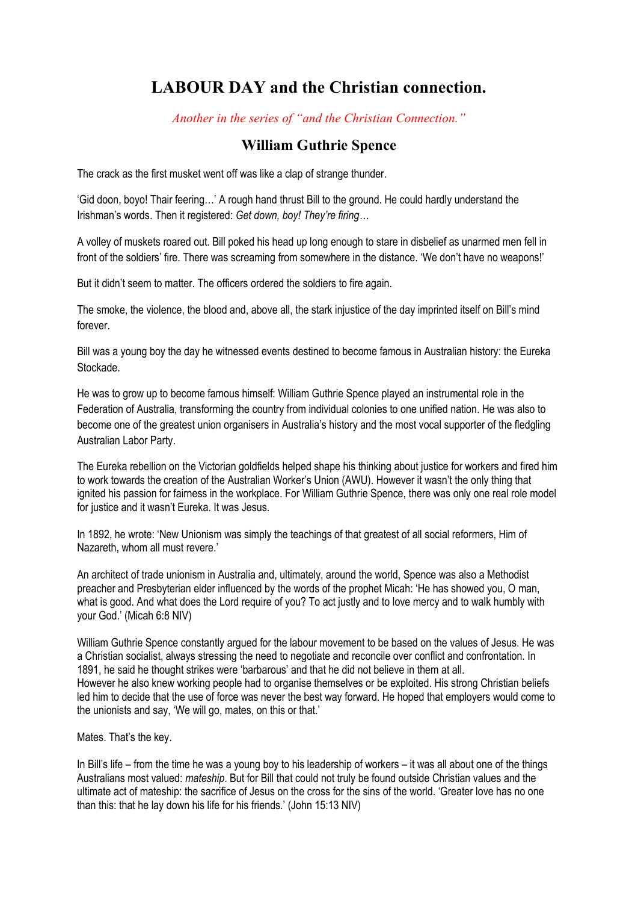# LABOUR DAY and the Christian connection.

*Another in the series of "and the Christian Connection."*

## William Guthrie Spence

The crack as the first musket went off was like a clap of strange thunder.

'Gid doon, boyo! Thair feering…' A rough hand thrust Bill to the ground. He could hardly understand the Irishman's words. Then it registered: *Get down, boy! They're firing…*

A volley of muskets roared out. Bill poked his head up long enough to stare in disbelief as unarmed men fell in front of the soldiers' fire. There was screaming from somewhere in the distance. 'We don't have no weapons!'

But it didn't seem to matter. The officers ordered the soldiers to fire again.

The smoke, the violence, the blood and, above all, the stark injustice of the day imprinted itself on Bill's mind forever.

Bill was a young boy the day he witnessed events destined to become famous in Australian history: the Eureka Stockade.

He was to grow up to become famous himself: William Guthrie Spence played an instrumental role in the Federation of Australia, transforming the country from individual colonies to one unified nation. He was also to become one of the greatest union organisers in Australia's history and the most vocal supporter of the fledgling Australian Labor Party.

The Eureka rebellion on the Victorian goldfields helped shape his thinking about justice for workers and fired him to work towards the creation of the Australian Worker's Union (AWU). However it wasn't the only thing that ignited his passion for fairness in the workplace. For William Guthrie Spence, there was only one real role model for justice and it wasn't Eureka. It was Jesus.

In 1892, he wrote: 'New Unionism was simply the teachings of that greatest of all social reformers, Him of Nazareth, whom all must revere.'

An architect of trade unionism in Australia and, ultimately, around the world, Spence was also a Methodist preacher and Presbyterian elder influenced by the words of the prophet Micah: 'He has showed you, O man, what is good. And what does the Lord require of you? To act justly and to love mercy and to walk humbly with your God.' (Micah 6:8 NIV)

William Guthrie Spence constantly argued for the labour movement to be based on the values of Jesus. He was a Christian socialist, always stressing the need to negotiate and reconcile over conflict and confrontation. In 1891, he said he thought strikes were 'barbarous' and that he did not believe in them at all.
However he also knew working people had to organise themselves or be exploited. His strong Christian beliefs led him to decide that the use of force was never the best way forward. He hoped that employers would come to the unionists and say, 'We will go, mates, on this or that.'

Mates. That's the key.

In Bill's life – from the time he was a young boy to his leadership of workers – it was all about one of the things Australians most valued: *mateship*. But for Bill that could not truly be found outside Christian values and the ultimate act of mateship: the sacrifice of Jesus on the cross for the sins of the world. 'Greater love has no one than this: that he lay down his life for his friends.' (John 15:13 NIV)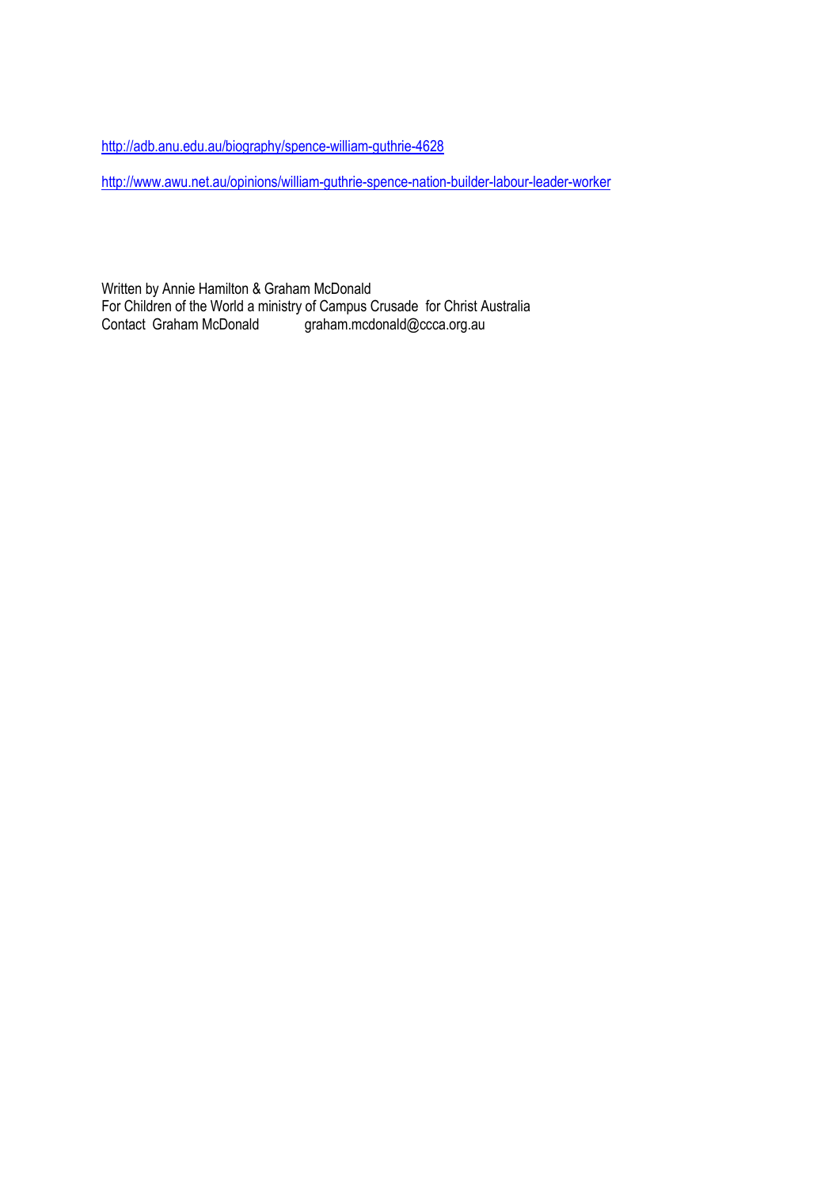http://adb.anu.edu.au/biography/spence-william-guthrie-4628

http://www.awu.net.au/opinions/william-guthrie-spence-nation-builder-labour-leader-worker

Written by Annie Hamilton & Graham McDonald
For Children of the World a ministry of Campus Crusade for Christ Australia
Contact Graham McDonald graham.mcdonald@ccca.org.au